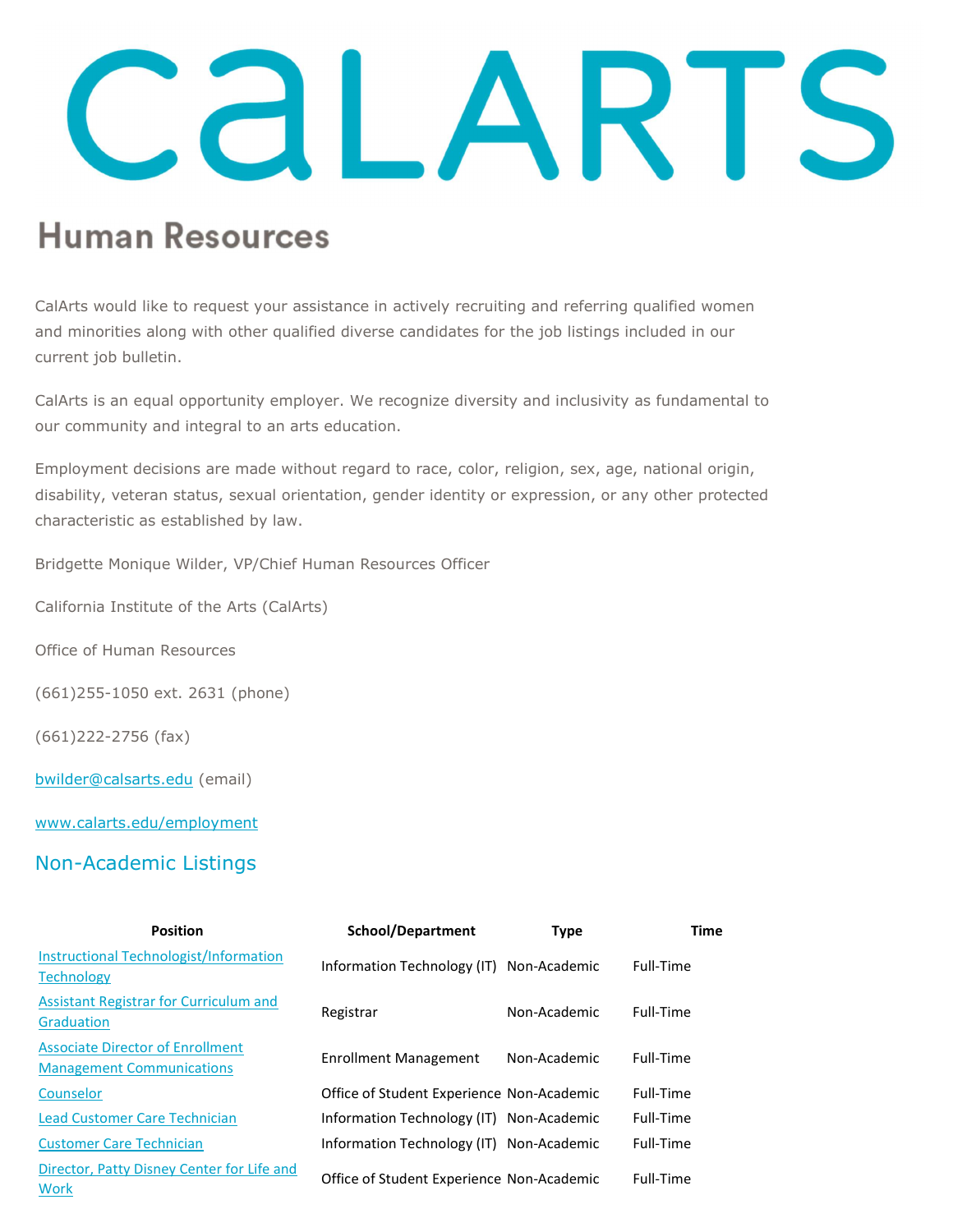# CalArts

## Human Resources

CalArts would like to request your assistance in actively recruiting and referring qualified women and minorities along with other qualified diverse candidates for the job listings included in our current job bulletin.

CalArts is an equal opportunity employer. We recognize diversity and inclusivity as fundamental to our community and integral to an arts education.

Employment decisions are made without regard to race, color, religion, sex, age, national origin, disability, veteran status, sexual orientation, gender identity or expression, or any other protected characteristic as established by law.

Bridgette Monique Wilder, VP/Chief Human Resources Officer

California Institute of the Arts (CalArts)

Office of Human Resources

(661)255-1050 ext. 2631 (phone)

(661)222-2756 (fax)

bwilder@calsarts.edu (email)

www.calarts.edu/employment

## Non-Academic Listings

| Position | School/Department | Type | Time |
|---|---|---|---|
| Instructional Technologist/Information Technology | Information Technology (IT) | Non-Academic | Full-Time |
| Assistant Registrar for Curriculum and Graduation | Registrar | Non-Academic | Full-Time |
| Associate Director of Enrollment Management Communications | Enrollment Management | Non-Academic | Full-Time |
| Counselor | Office of Student Experience | Non-Academic | Full-Time |
| Lead Customer Care Technician | Information Technology (IT) | Non-Academic | Full-Time |
| Customer Care Technician | Information Technology (IT) | Non-Academic | Full-Time |
| Director, Patty Disney Center for Life and Work | Office of Student Experience | Non-Academic | Full-Time |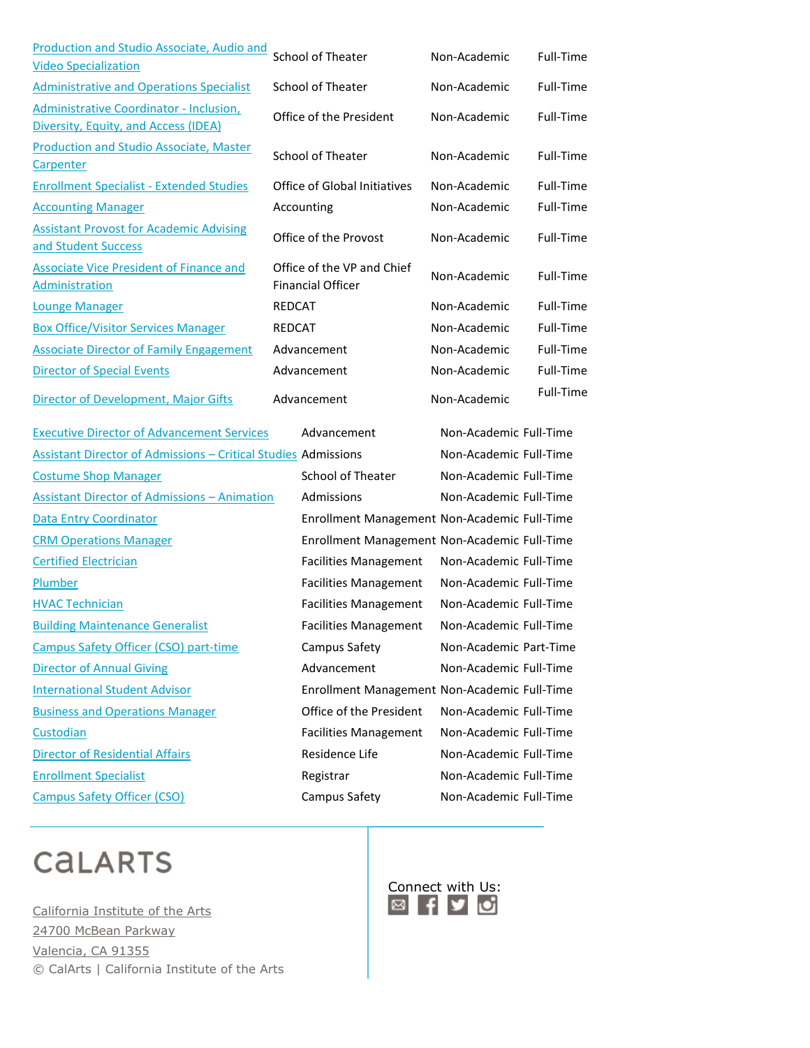| | | | |
|---|---|---|---|
| Production and Studio Associate, Audio and Video Specialization | School of Theater | Non-Academic | Full-Time |
| Administrative and Operations Specialist | School of Theater | Non-Academic | Full-Time |
| Administrative Coordinator - Inclusion, Diversity, Equity, and Access (IDEA) | Office of the President | Non-Academic | Full-Time |
| Production and Studio Associate, Master Carpenter | School of Theater | Non-Academic | Full-Time |
| Enrollment Specialist - Extended Studies | Office of Global Initiatives | Non-Academic | Full-Time |
| Accounting Manager | Accounting | Non-Academic | Full-Time |
| Assistant Provost for Academic Advising and Student Success | Office of the Provost | Non-Academic | Full-Time |
| Associate Vice President of Finance and Administration | Office of the VP and Chief Financial Officer | Non-Academic | Full-Time |
| Lounge Manager | REDCAT | Non-Academic | Full-Time |
| Box Office/Visitor Services Manager | REDCAT | Non-Academic | Full-Time |
| Associate Director of Family Engagement | Advancement | Non-Academic | Full-Time |
| Director of Special Events | Advancement | Non-Academic | Full-Time |
| Director of Development, Major Gifts | Advancement | Non-Academic | Full-Time |
| Executive Director of Advancement Services | Advancement | Non-Academic | Full-Time |
| Assistant Director of Admissions – Critical Studies | Admissions | Non-Academic | Full-Time |
| Costume Shop Manager | School of Theater | Non-Academic | Full-Time |
| Assistant Director of Admissions – Animation | Admissions | Non-Academic | Full-Time |
| Data Entry Coordinator | Enrollment Management | Non-Academic | Full-Time |
| CRM Operations Manager | Enrollment Management | Non-Academic | Full-Time |
| Certified Electrician | Facilities Management | Non-Academic | Full-Time |
| Plumber | Facilities Management | Non-Academic | Full-Time |
| HVAC Technician | Facilities Management | Non-Academic | Full-Time |
| Building Maintenance Generalist | Facilities Management | Non-Academic | Full-Time |
| Campus Safety Officer (CSO) part-time | Campus Safety | Non-Academic | Part-Time |
| Director of Annual Giving | Advancement | Non-Academic | Full-Time |
| International Student Advisor | Enrollment Management | Non-Academic | Full-Time |
| Business and Operations Manager | Office of the President | Non-Academic | Full-Time |
| Custodian | Facilities Management | Non-Academic | Full-Time |
| Director of Residential Affairs | Residence Life | Non-Academic | Full-Time |
| Enrollment Specialist | Registrar | Non-Academic | Full-Time |
| Campus Safety Officer (CSO) | Campus Safety | Non-Academic | Full-Time |

CALARTS

California Institute of the Arts
24700 McBean Parkway
Valencia, CA 91355
© CalArts | California Institute of the Arts

Connect with Us: